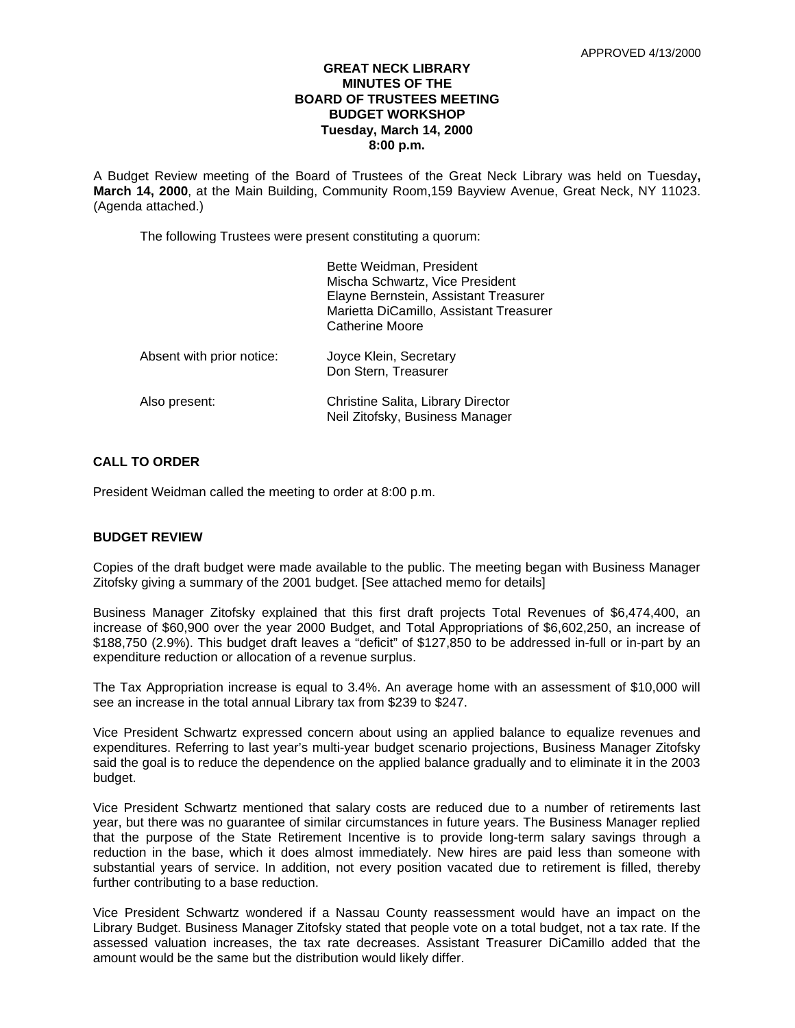APPROVED 4/13/2000

**GREAT NECK LIBRARY**
**MINUTES OF THE**
**BOARD OF TRUSTEES MEETING**
**BUDGET WORKSHOP**
**Tuesday, March 14, 2000**
**8:00 p.m.**

A Budget Review meeting of the Board of Trustees of the Great Neck Library was held on Tuesday**, March 14, 2000**, at the Main Building, Community Room,159 Bayview Avenue, Great Neck, NY 11023. (Agenda attached.)

The following Trustees were present constituting a quorum:

Bette Weidman, President
Mischa Schwartz, Vice President
Elayne Bernstein, Assistant Treasurer
Marietta DiCamillo, Assistant Treasurer
Catherine Moore

Absent with prior notice: Joyce Klein, Secretary
Don Stern, Treasurer

Also present: Christine Salita, Library Director
Neil Zitofsky, Business Manager

## CALL TO ORDER

President Weidman called the meeting to order at 8:00 p.m.

## BUDGET REVIEW

Copies of the draft budget were made available to the public. The meeting began with Business Manager Zitofsky giving a summary of the 2001 budget. [See attached memo for details]

Business Manager Zitofsky explained that this first draft projects Total Revenues of $6,474,400, an increase of $60,900 over the year 2000 Budget, and Total Appropriations of $6,602,250, an increase of $188,750 (2.9%). This budget draft leaves a "deficit" of $127,850 to be addressed in-full or in-part by an expenditure reduction or allocation of a revenue surplus.

The Tax Appropriation increase is equal to 3.4%. An average home with an assessment of $10,000 will see an increase in the total annual Library tax from $239 to $247.

Vice President Schwartz expressed concern about using an applied balance to equalize revenues and expenditures. Referring to last year's multi-year budget scenario projections, Business Manager Zitofsky said the goal is to reduce the dependence on the applied balance gradually and to eliminate it in the 2003 budget.

Vice President Schwartz mentioned that salary costs are reduced due to a number of retirements last year, but there was no guarantee of similar circumstances in future years. The Business Manager replied that the purpose of the State Retirement Incentive is to provide long-term salary savings through a reduction in the base, which it does almost immediately. New hires are paid less than someone with substantial years of service. In addition, not every position vacated due to retirement is filled, thereby further contributing to a base reduction.

Vice President Schwartz wondered if a Nassau County reassessment would have an impact on the Library Budget. Business Manager Zitofsky stated that people vote on a total budget, not a tax rate. If the assessed valuation increases, the tax rate decreases. Assistant Treasurer DiCamillo added that the amount would be the same but the distribution would likely differ.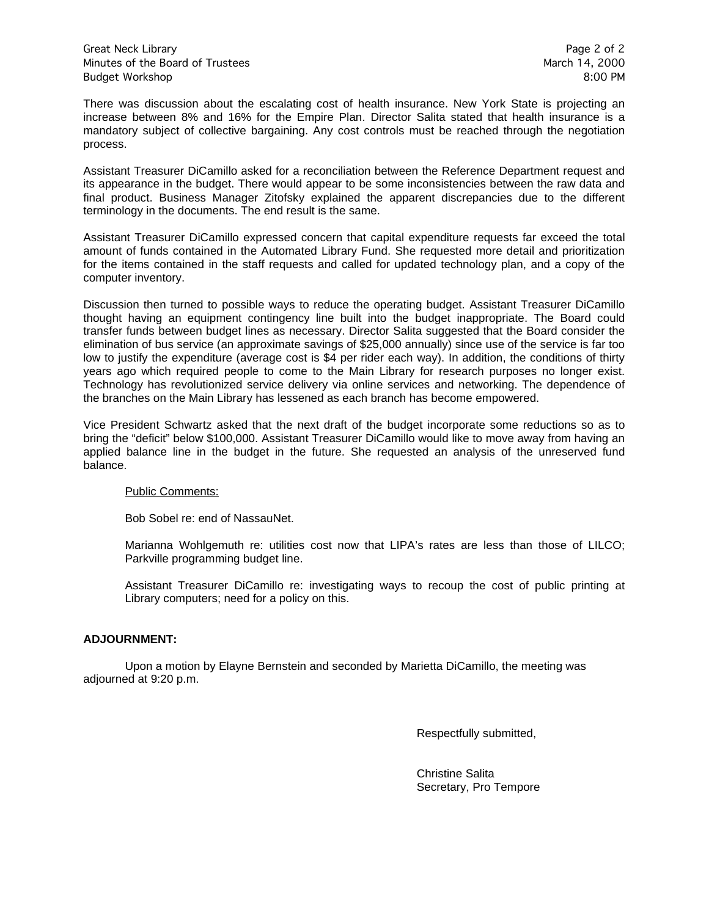There was discussion about the escalating cost of health insurance. New York State is projecting an increase between 8% and 16% for the Empire Plan. Director Salita stated that health insurance is a mandatory subject of collective bargaining. Any cost controls must be reached through the negotiation process.

Assistant Treasurer DiCamillo asked for a reconciliation between the Reference Department request and its appearance in the budget. There would appear to be some inconsistencies between the raw data and final product. Business Manager Zitofsky explained the apparent discrepancies due to the different terminology in the documents. The end result is the same.

Assistant Treasurer DiCamillo expressed concern that capital expenditure requests far exceed the total amount of funds contained in the Automated Library Fund. She requested more detail and prioritization for the items contained in the staff requests and called for updated technology plan, and a copy of the computer inventory.

Discussion then turned to possible ways to reduce the operating budget. Assistant Treasurer DiCamillo thought having an equipment contingency line built into the budget inappropriate. The Board could transfer funds between budget lines as necessary. Director Salita suggested that the Board consider the elimination of bus service (an approximate savings of $25,000 annually) since use of the service is far too low to justify the expenditure (average cost is $4 per rider each way). In addition, the conditions of thirty years ago which required people to come to the Main Library for research purposes no longer exist. Technology has revolutionized service delivery via online services and networking. The dependence of the branches on the Main Library has lessened as each branch has become empowered.

Vice President Schwartz asked that the next draft of the budget incorporate some reductions so as to bring the "deficit" below $100,000. Assistant Treasurer DiCamillo would like to move away from having an applied balance line in the budget in the future. She requested an analysis of the unreserved fund balance.

Public Comments:

Bob Sobel re: end of NassauNet.

Marianna Wohlgemuth re: utilities cost now that LIPA's rates are less than those of LILCO; Parkville programming budget line.

Assistant Treasurer DiCamillo re: investigating ways to recoup the cost of public printing at Library computers; need for a policy on this.

**ADJOURNMENT:**

Upon a motion by Elayne Bernstein and seconded by Marietta DiCamillo, the meeting was adjourned at 9:20 p.m.

Respectfully submitted,

Christine Salita
Secretary, Pro Tempore